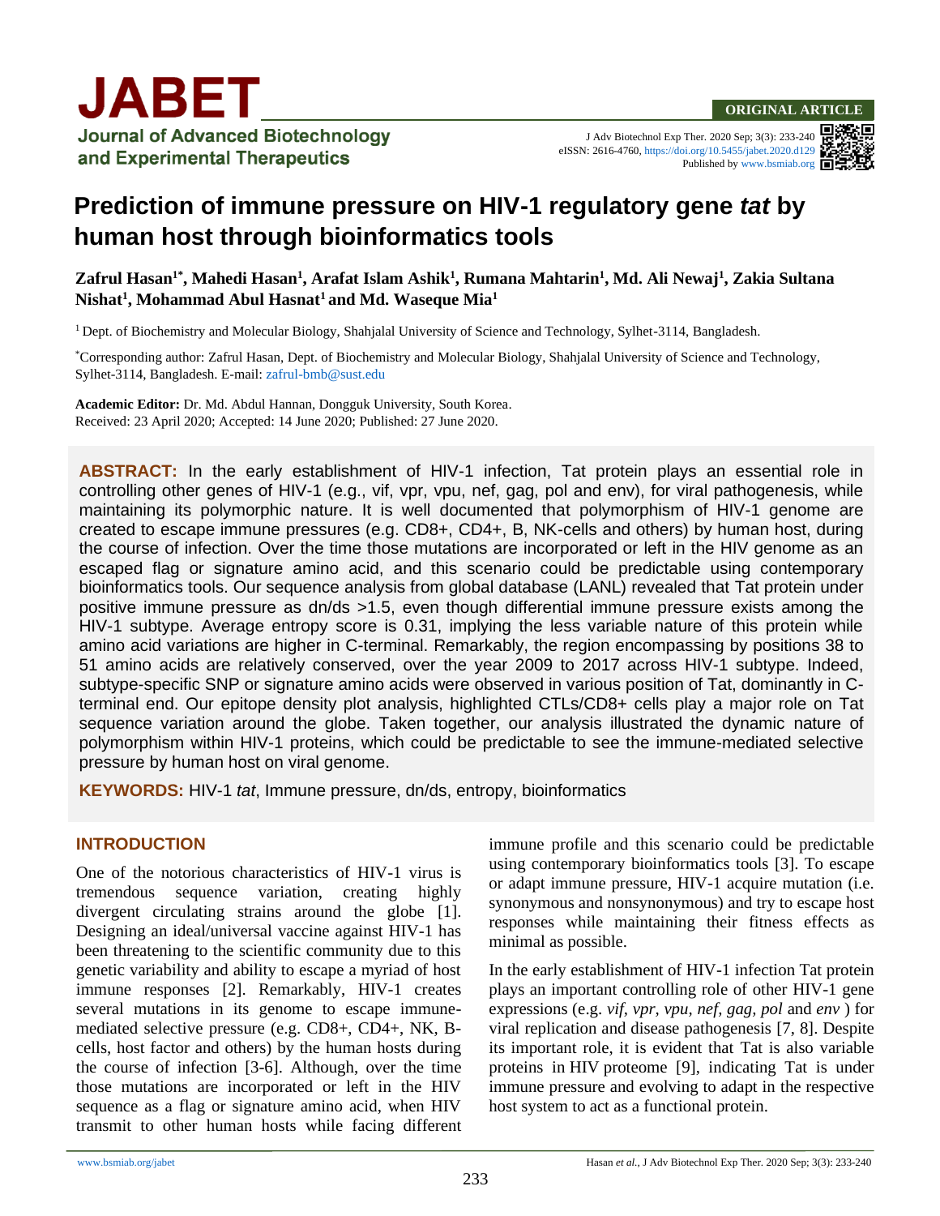# Prediction of immune pressure on HIV-1 regulatory gene *tat* by human host through bioinformatics tools

**Zafrul Hasan[1*], Mahedi Hasan[1], Arafat Islam Ashik[1], Rumana Mahtarin[1], Md. Ali Newaj[1], Zakia Sultana Nishat[1], Mohammad Abul Hasnat[1] and Md. Waseque Mia[1]**

[1] Dept. of Biochemistry and Molecular Biology, Shahjalal University of Science and Technology, Sylhet-3114, Bangladesh.

[*]Corresponding author: Zafrul Hasan, Dept. of Biochemistry and Molecular Biology, Shahjalal University of Science and Technology, Sylhet-3114, Bangladesh. E-mail: zafrul-bmb@sust.edu

**Academic Editor:** Dr. Md. Abdul Hannan, Dongguk University, South Korea.
Received: 23 April 2020; Accepted: 14 June 2020; Published: 27 June 2020.

**ABSTRACT:** In the early establishment of HIV-1 infection, Tat protein plays an essential role in controlling other genes of HIV-1 (e.g., vif, vpr, vpu, nef, gag, pol and env), for viral pathogenesis, while maintaining its polymorphic nature. It is well documented that polymorphism of HIV-1 genome are created to escape immune pressures (e.g. CD8+, CD4+, B, NK-cells and others) by human host, during the course of infection. Over the time those mutations are incorporated or left in the HIV genome as an escaped flag or signature amino acid, and this scenario could be predictable using contemporary bioinformatics tools. Our sequence analysis from global database (LANL) revealed that Tat protein under positive immune pressure as dn/ds >1.5, even though differential immune pressure exists among the HIV-1 subtype. Average entropy score is 0.31, implying the less variable nature of this protein while amino acid variations are higher in C-terminal. Remarkably, the region encompassing by positions 38 to 51 amino acids are relatively conserved, over the year 2009 to 2017 across HIV-1 subtype. Indeed, subtype-specific SNP or signature amino acids were observed in various position of Tat, dominantly in C-terminal end. Our epitope density plot analysis, highlighted CTLs/CD8+ cells play a major role on Tat sequence variation around the globe. Taken together, our analysis illustrated the dynamic nature of polymorphism within HIV-1 proteins, which could be predictable to see the immune-mediated selective pressure by human host on viral genome.

**KEYWORDS:** HIV-1 *tat*, Immune pressure, dn/ds, entropy, bioinformatics

## INTRODUCTION

One of the notorious characteristics of HIV-1 virus is tremendous sequence variation, creating highly divergent circulating strains around the globe [1]. Designing an ideal/universal vaccine against HIV-1 has been threatening to the scientific community due to this genetic variability and ability to escape a myriad of host immune responses [2]. Remarkably, HIV-1 creates several mutations in its genome to escape immune-mediated selective pressure (e.g. CD8+, CD4+, NK, B-cells, host factor and others) by the human hosts during the course of infection [3-6]. Although, over the time those mutations are incorporated or left in the HIV sequence as a flag or signature amino acid, when HIV transmit to other human hosts while facing different immune profile and this scenario could be predictable using contemporary bioinformatics tools [3]. To escape or adapt immune pressure, HIV-1 acquire mutation (i.e. synonymous and nonsynonymous) and try to escape host responses while maintaining their fitness effects as minimal as possible.

In the early establishment of HIV-1 infection Tat protein plays an important controlling role of other HIV-1 gene expressions (e.g. *vif, vpr, vpu, nef, gag, pol* and *env* ) for viral replication and disease pathogenesis [7, 8]. Despite its important role, it is evident that Tat is also variable proteins in HIV proteome [9], indicating Tat is under immune pressure and evolving to adapt in the respective host system to act as a functional protein.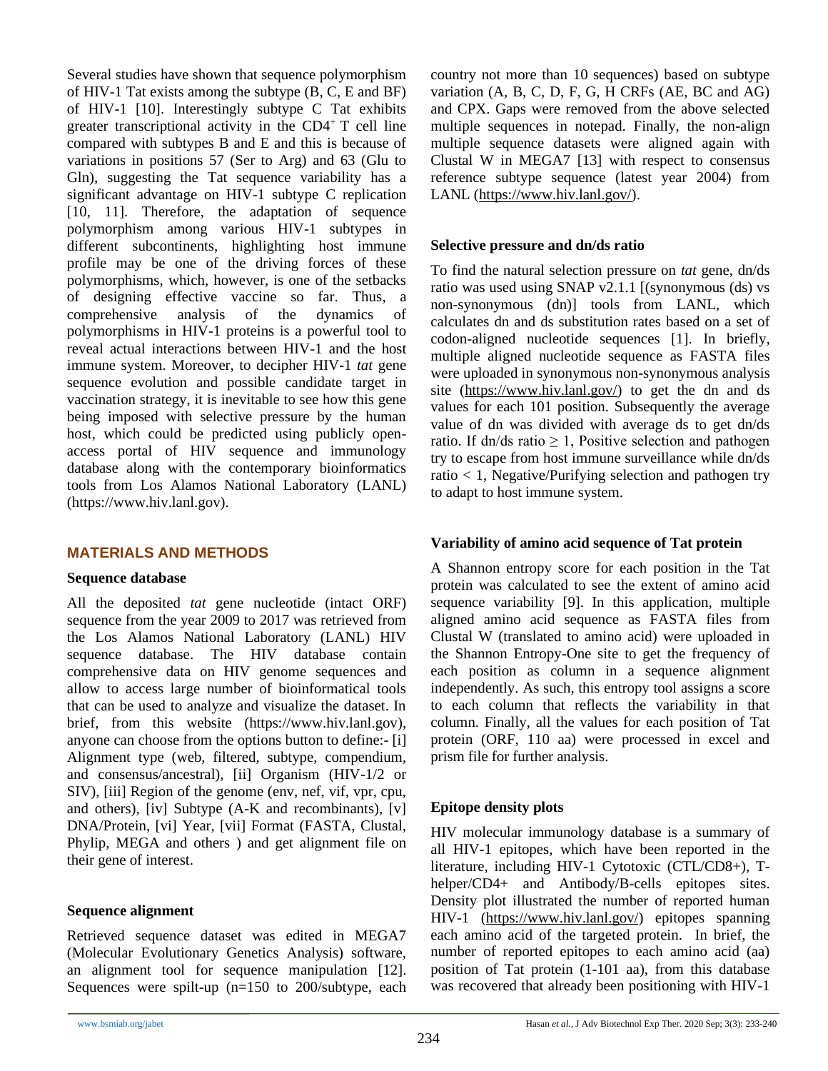Several studies have shown that sequence polymorphism of HIV-1 Tat exists among the subtype (B, C, E and BF) of HIV-1 [10]. Interestingly subtype C Tat exhibits greater transcriptional activity in the $CD4^+$ T cell line compared with subtypes B and E and this is because of variations in positions 57 (Ser to Arg) and 63 (Glu to Gln), suggesting the Tat sequence variability has a significant advantage on HIV-1 subtype C replication [10, 11]. Therefore, the adaptation of sequence polymorphism among various HIV-1 subtypes in different subcontinents, highlighting host immune profile may be one of the driving forces of these polymorphisms, which, however, is one of the setbacks of designing effective vaccine so far. Thus, a comprehensive analysis of the dynamics of polymorphisms in HIV-1 proteins is a powerful tool to reveal actual interactions between HIV-1 and the host immune system. Moreover, to decipher HIV-1 *tat* gene sequence evolution and possible candidate target in vaccination strategy, it is inevitable to see how this gene being imposed with selective pressure by the human host, which could be predicted using publicly open-access portal of HIV sequence and immunology database along with the contemporary bioinformatics tools from Los Alamos National Laboratory (LANL) (https://www.hiv.lanl.gov).

## MATERIALS AND METHODS

### Sequence database

All the deposited *tat* gene nucleotide (intact ORF) sequence from the year 2009 to 2017 was retrieved from the Los Alamos National Laboratory (LANL) HIV sequence database. The HIV database contain comprehensive data on HIV genome sequences and allow to access large number of bioinformatical tools that can be used to analyze and visualize the dataset. In brief, from this website (https://www.hiv.lanl.gov), anyone can choose from the options button to define:- [i] Alignment type (web, filtered, subtype, compendium, and consensus/ancestral), [ii] Organism (HIV-1/2 or SIV), [iii] Region of the genome (env, nef, vif, vpr, cpu, and others), [iv] Subtype (A-K and recombinants), [v] DNA/Protein, [vi] Year, [vii] Format (FASTA, Clustal, Phylip, MEGA and others ) and get alignment file on their gene of interest.

### Sequence alignment

Retrieved sequence dataset was edited in MEGA7 (Molecular Evolutionary Genetics Analysis) software, an alignment tool for sequence manipulation [12]. Sequences were spilt-up (n=150 to 200/subtype, each country not more than 10 sequences) based on subtype variation (A, B, C, D, F, G, H CRFs (AE, BC and AG) and CPX. Gaps were removed from the above selected multiple sequences in notepad. Finally, the non-align multiple sequence datasets were aligned again with Clustal W in MEGA7 [13] with respect to consensus reference subtype sequence (latest year 2004) from LANL (https://www.hiv.lanl.gov/).

### Selective pressure and dn/ds ratio

To find the natural selection pressure on *tat* gene, dn/ds ratio was used using SNAP v2.1.1 [(synonymous (ds) vs non-synonymous (dn)] tools from LANL, which calculates dn and ds substitution rates based on a set of codon-aligned nucleotide sequences [1]. In briefly, multiple aligned nucleotide sequence as FASTA files were uploaded in synonymous non-synonymous analysis site (https://www.hiv.lanl.gov/) to get the dn and ds values for each 101 position. Subsequently the average value of dn was divided with average ds to get dn/ds ratio. If dn/ds ratio $\geq 1$, Positive selection and pathogen try to escape from host immune surveillance while dn/ds ratio $< 1$, Negative/Purifying selection and pathogen try to adapt to host immune system.

### Variability of amino acid sequence of Tat protein

A Shannon entropy score for each position in the Tat protein was calculated to see the extent of amino acid sequence variability [9]. In this application, multiple aligned amino acid sequence as FASTA files from Clustal W (translated to amino acid) were uploaded in the Shannon Entropy-One site to get the frequency of each position as column in a sequence alignment independently. As such, this entropy tool assigns a score to each column that reflects the variability in that column. Finally, all the values for each position of Tat protein (ORF, 110 aa) were processed in excel and prism file for further analysis.

### Epitope density plots

HIV molecular immunology database is a summary of all HIV-1 epitopes, which have been reported in the literature, including HIV-1 Cytotoxic (CTL/CD8+), T-helper/CD4+ and Antibody/B-cells epitopes sites. Density plot illustrated the number of reported human HIV-1 (https://www.hiv.lanl.gov/) epitopes spanning each amino acid of the targeted protein. In brief, the number of reported epitopes to each amino acid (aa) position of Tat protein (1-101 aa), from this database was recovered that already been positioning with HIV-1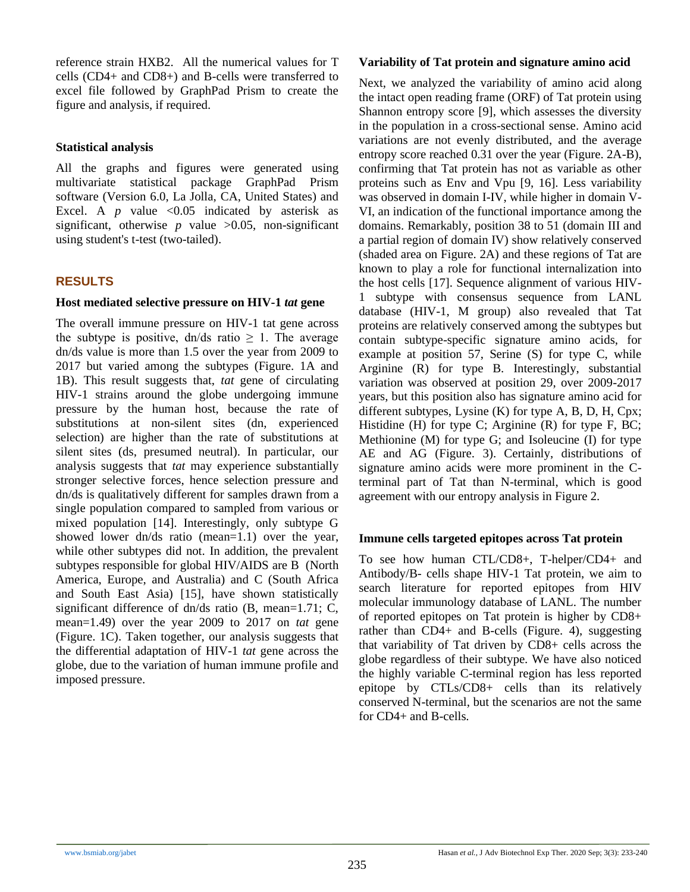reference strain HXB2. All the numerical values for T cells (CD4+ and CD8+) and B-cells were transferred to excel file followed by GraphPad Prism to create the figure and analysis, if required.

### Statistical analysis

All the graphs and figures were generated using multivariate statistical package GraphPad Prism software (Version 6.0, La Jolla, CA, United States) and Excel. A $p$ value <0.05 indicated by asterisk as significant, otherwise $p$ value >0.05, non-significant using student's t-test (two-tailed).

## RESULTS

### Host mediated selective pressure on HIV-1 *tat* gene

The overall immune pressure on HIV-1 tat gene across the subtype is positive, dn/ds ratio $\geq$ 1. The average dn/ds value is more than 1.5 over the year from 2009 to 2017 but varied among the subtypes (Figure. 1A and 1B). This result suggests that, *tat* gene of circulating HIV-1 strains around the globe undergoing immune pressure by the human host, because the rate of substitutions at non-silent sites (dn, experienced selection) are higher than the rate of substitutions at silent sites (ds, presumed neutral). In particular, our analysis suggests that *tat* may experience substantially stronger selective forces, hence selection pressure and dn/ds is qualitatively different for samples drawn from a single population compared to sampled from various or mixed population [14]. Interestingly, only subtype G showed lower dn/ds ratio (mean=1.1) over the year, while other subtypes did not. In addition, the prevalent subtypes responsible for global HIV/AIDS are B (North America, Europe, and Australia) and C (South Africa and South East Asia) [15], have shown statistically significant difference of dn/ds ratio (B, mean=1.71; C, mean=1.49) over the year 2009 to 2017 on *tat* gene (Figure. 1C). Taken together, our analysis suggests that the differential adaptation of HIV-1 *tat* gene across the globe, due to the variation of human immune profile and imposed pressure.

### Variability of Tat protein and signature amino acid

Next, we analyzed the variability of amino acid along the intact open reading frame (ORF) of Tat protein using Shannon entropy score [9], which assesses the diversity in the population in a cross-sectional sense. Amino acid variations are not evenly distributed, and the average entropy score reached 0.31 over the year (Figure. 2A-B), confirming that Tat protein has not as variable as other proteins such as Env and Vpu [9, 16]. Less variability was observed in domain I-IV, while higher in domain V-VI, an indication of the functional importance among the domains. Remarkably, position 38 to 51 (domain III and a partial region of domain IV) show relatively conserved (shaded area on Figure. 2A) and these regions of Tat are known to play a role for functional internalization into the host cells [17]. Sequence alignment of various HIV-1 subtype with consensus sequence from LANL database (HIV-1, M group) also revealed that Tat proteins are relatively conserved among the subtypes but contain subtype-specific signature amino acids, for example at position 57, Serine (S) for type C, while Arginine (R) for type B. Interestingly, substantial variation was observed at position 29, over 2009-2017 years, but this position also has signature amino acid for different subtypes, Lysine (K) for type A, B, D, H, Cpx; Histidine (H) for type C; Arginine (R) for type F, BC; Methionine (M) for type G; and Isoleucine (I) for type AE and AG (Figure. 3). Certainly, distributions of signature amino acids were more prominent in the C-terminal part of Tat than N-terminal, which is good agreement with our entropy analysis in Figure 2.

### Immune cells targeted epitopes across Tat protein

To see how human CTL/CD8+, T-helper/CD4+ and Antibody/B- cells shape HIV-1 Tat protein, we aim to search literature for reported epitopes from HIV molecular immunology database of LANL. The number of reported epitopes on Tat protein is higher by CD8+ rather than CD4+ and B-cells (Figure. 4), suggesting that variability of Tat driven by CD8+ cells across the globe regardless of their subtype. We have also noticed the highly variable C-terminal region has less reported epitope by CTLs/CD8+ cells than its relatively conserved N-terminal, but the scenarios are not the same for CD4+ and B-cells.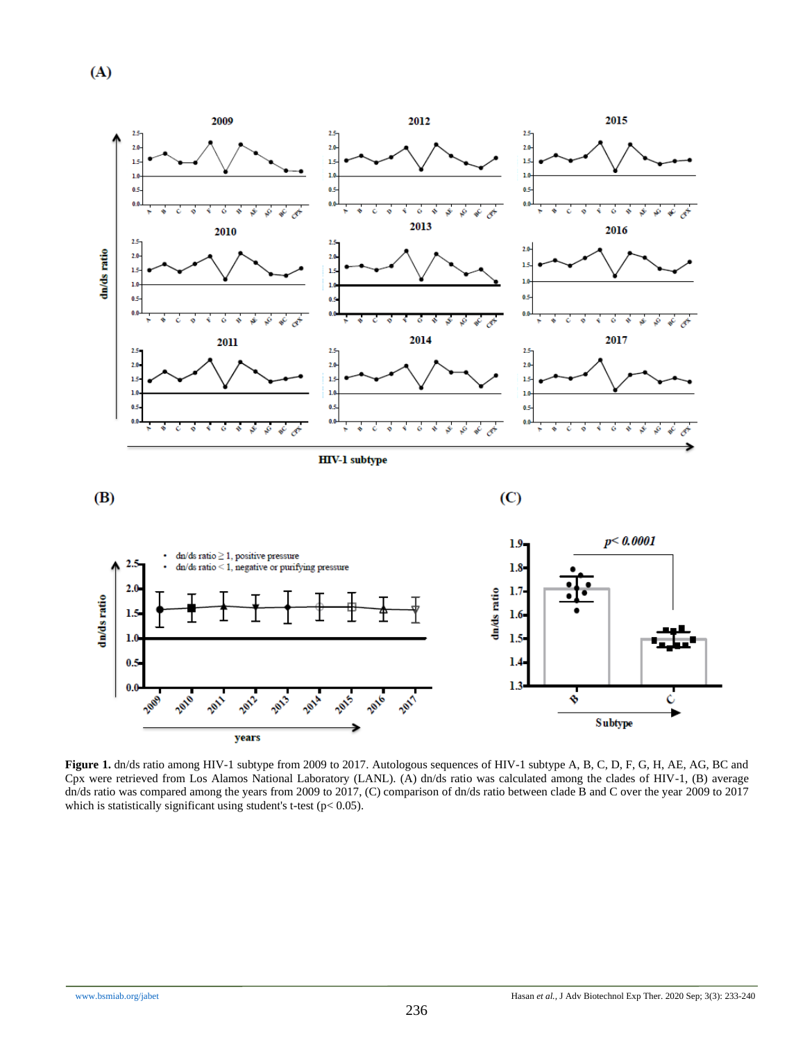**Figure 1.** dn/ds ratio among HIV-1 subtype from 2009 to 2017. Autologous sequences of HIV-1 subtype A, B, C, D, F, G, H, AE, AG, BC and Cpx were retrieved from Los Alamos National Laboratory (LANL). (A) dn/ds ratio was calculated among the clades of HIV-1, (B) average dn/ds ratio was compared among the years from 2009 to 2017, (C) comparison of dn/ds ratio between clade B and C over the year 2009 to 2017 which is statistically significant using student's t-test ($p < 0.05$).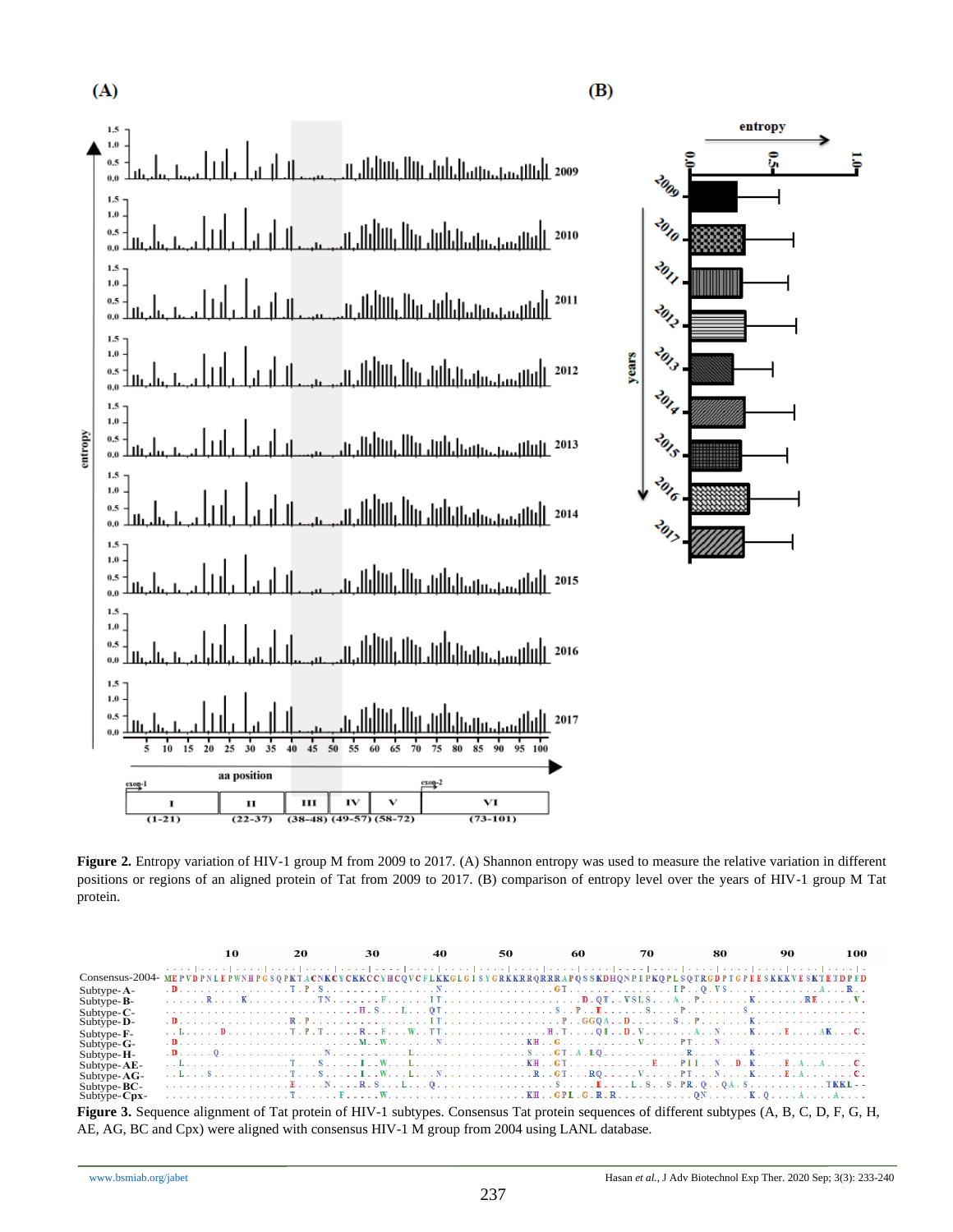**Figure 2.** Entropy variation of HIV-1 group M from 2009 to 2017. (A) Shannon entropy was used to measure the relative variation in different positions or regions of an aligned protein of Tat from 2009 to 2017. (B) comparison of entropy level over the years of HIV-1 group M Tat protein.

**Figure 3.** Sequence alignment of Tat protein of HIV-1 subtypes. Consensus Tat protein sequences of different subtypes (A, B, C, D, F, G, H, AE, AG, BC and Cpx) were aligned with consensus HIV-1 M group from 2004 using LANL database.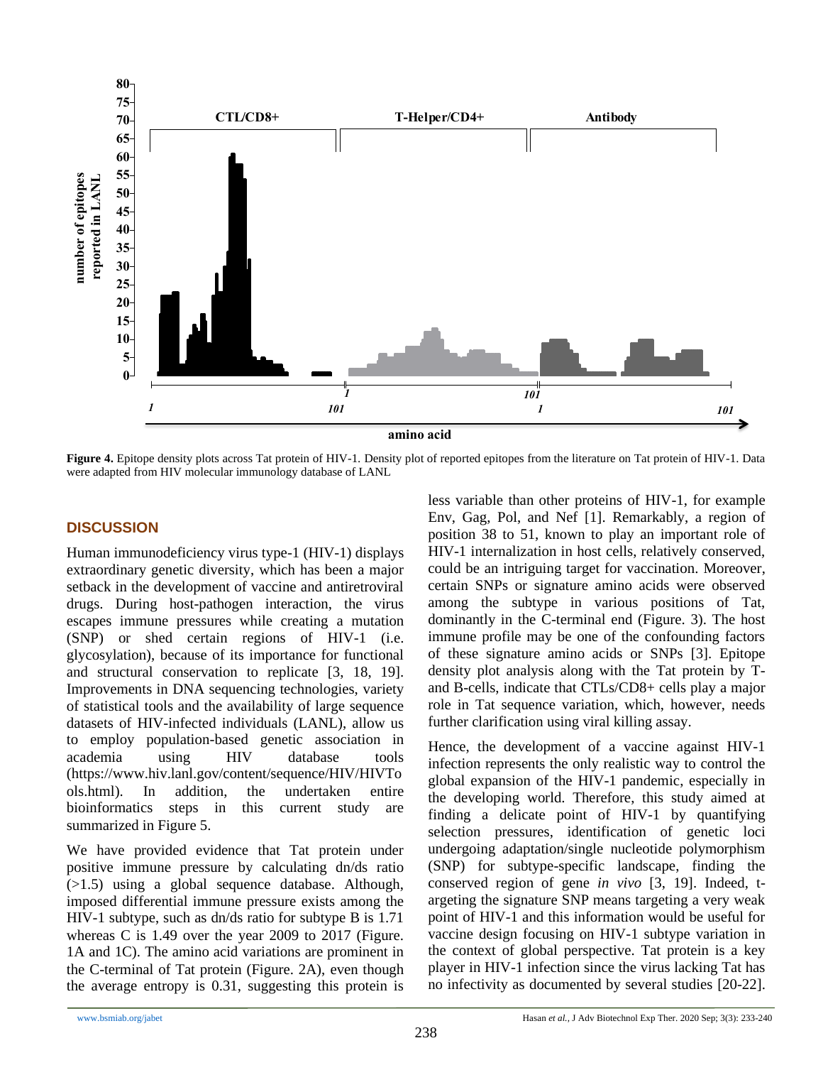Figure 4. Epitope density plots across Tat protein of HIV-1. Density plot of reported epitopes from the literature on Tat protein of HIV-1. Data were adapted from HIV molecular immunology database of LANL

## DISCUSSION

Human immunodeficiency virus type-1 (HIV-1) displays extraordinary genetic diversity, which has been a major setback in the development of vaccine and antiretroviral drugs. During host-pathogen interaction, the virus escapes immune pressures while creating a mutation (SNP) or shed certain regions of HIV-1 (i.e. glycosylation), because of its importance for functional and structural conservation to replicate [3, 18, 19]. Improvements in DNA sequencing technologies, variety of statistical tools and the availability of large sequence datasets of HIV-infected individuals (LANL), allow us to employ population-based genetic association in academia using HIV database tools (https://www.hiv.lanl.gov/content/sequence/HIV/HIVTools.html). In addition, the undertaken entire bioinformatics steps in this current study are summarized in Figure 5.

We have provided evidence that Tat protein under positive immune pressure by calculating dn/ds ratio (>1.5) using a global sequence database. Although, imposed differential immune pressure exists among the HIV-1 subtype, such as dn/ds ratio for subtype B is 1.71 whereas C is 1.49 over the year 2009 to 2017 (Figure. 1A and 1C). The amino acid variations are prominent in the C-terminal of Tat protein (Figure. 2A), even though the average entropy is 0.31, suggesting this protein is less variable than other proteins of HIV-1, for example Env, Gag, Pol, and Nef [1]. Remarkably, a region of position 38 to 51, known to play an important role of HIV-1 internalization in host cells, relatively conserved, could be an intriguing target for vaccination. Moreover, certain SNPs or signature amino acids were observed among the subtype in various positions of Tat, dominantly in the C-terminal end (Figure. 3). The host immune profile may be one of the confounding factors of these signature amino acids or SNPs [3]. Epitope density plot analysis along with the Tat protein by T- and B-cells, indicate that CTLs/CD8+ cells play a major role in Tat sequence variation, which, however, needs further clarification using viral killing assay.

Hence, the development of a vaccine against HIV-1 infection represents the only realistic way to control the global expansion of the HIV-1 pandemic, especially in the developing world. Therefore, this study aimed at finding a delicate point of HIV-1 by quantifying selection pressures, identification of genetic loci undergoing adaptation/single nucleotide polymorphism (SNP) for subtype-specific landscape, finding the conserved region of gene *in vivo* [3, 19]. Indeed, targeting the signature SNP means targeting a very weak point of HIV-1 and this information would be useful for vaccine design focusing on HIV-1 subtype variation in the context of global perspective. Tat protein is a key player in HIV-1 infection since the virus lacking Tat has no infectivity as documented by several studies [20-22].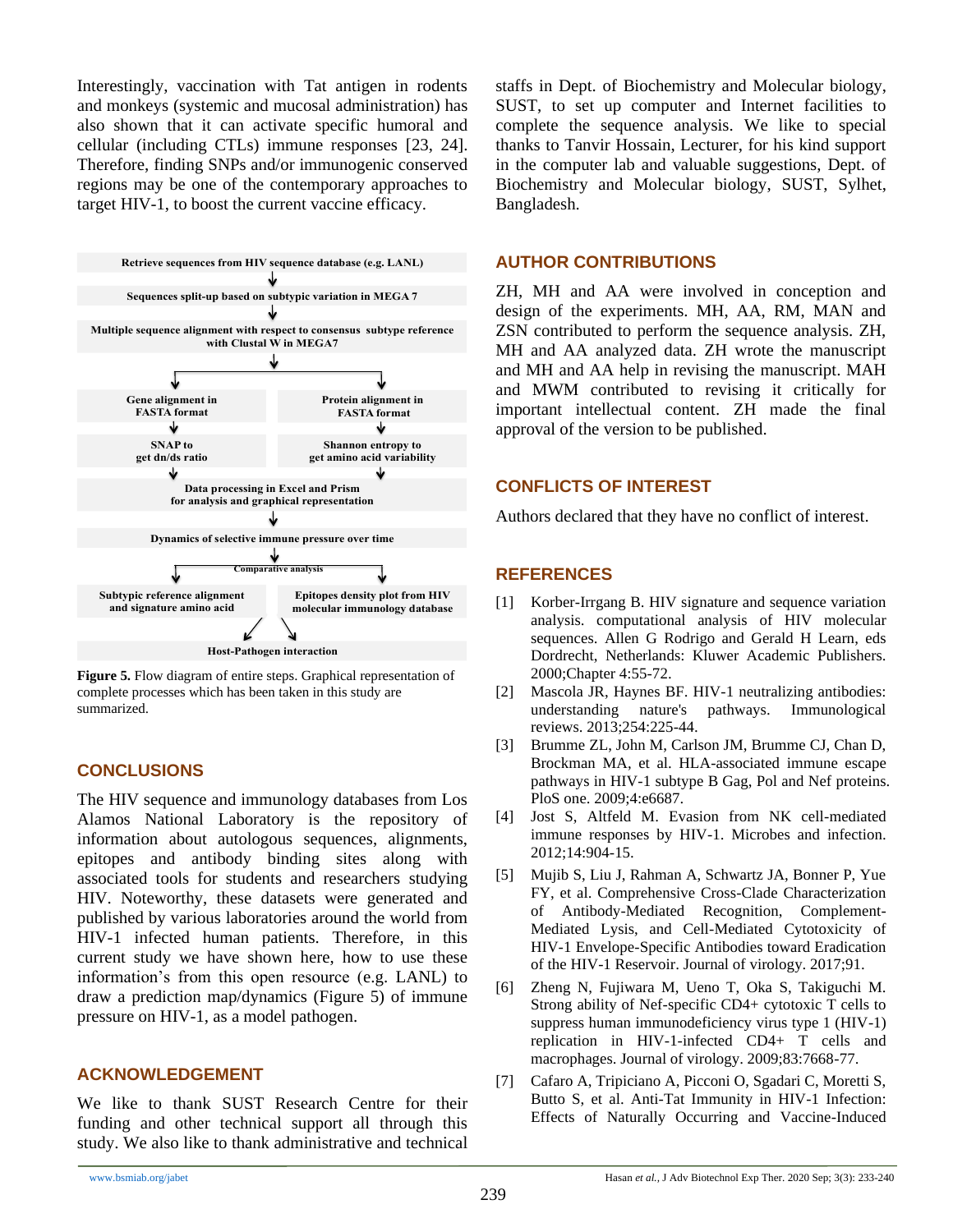Interestingly, vaccination with Tat antigen in rodents and monkeys (systemic and mucosal administration) has also shown that it can activate specific humoral and cellular (including CTLs) immune responses [23, 24]. Therefore, finding SNPs and/or immunogenic conserved regions may be one of the contemporary approaches to target HIV-1, to boost the current vaccine efficacy.

Retrieve sequences from HIV sequence database (e.g. LANL)

↓

Sequences split-up based on subtypic variation in MEGA 7

↓

Multiple sequence alignment with respect to consensus subtype reference with Clustal W in MEGA7

↓

| Gene alignment in FASTA format | Protein alignment in FASTA format |
|---|---|
| ↓ | ↓ |
| SNAP to get dn/ds ratio | Shannon entropy to get amino acid variability |

↓

Data processing in Excel and Prism for analysis and graphical representation

↓

Dynamics of selective immune pressure over time

↓ Comparative analysis

| Subtypic reference alignment and signature amino acid | Epitopes density plot from HIV molecular immunology database |
|---|---|

↓

Host-Pathogen interaction

**Figure 5.** Flow diagram of entire steps. Graphical representation of complete processes which has been taken in this study are summarized.

## CONCLUSIONS

The HIV sequence and immunology databases from Los Alamos National Laboratory is the repository of information about autologous sequences, alignments, epitopes and antibody binding sites along with associated tools for students and researchers studying HIV. Noteworthy, these datasets were generated and published by various laboratories around the world from HIV-1 infected human patients. Therefore, in this current study we have shown here, how to use these information's from this open resource (e.g. LANL) to draw a prediction map/dynamics (Figure 5) of immune pressure on HIV-1, as a model pathogen.

## ACKNOWLEDGEMENT

We like to thank SUST Research Centre for their funding and other technical support all through this study. We also like to thank administrative and technical staffs in Dept. of Biochemistry and Molecular biology, SUST, to set up computer and Internet facilities to complete the sequence analysis. We like to special thanks to Tanvir Hossain, Lecturer, for his kind support in the computer lab and valuable suggestions, Dept. of Biochemistry and Molecular biology, SUST, Sylhet, Bangladesh.

## AUTHOR CONTRIBUTIONS

ZH, MH and AA were involved in conception and design of the experiments. MH, AA, RM, MAN and ZSN contributed to perform the sequence analysis. ZH, MH and AA analyzed data. ZH wrote the manuscript and MH and AA help in revising the manuscript. MAH and MWM contributed to revising it critically for important intellectual content. ZH made the final approval of the version to be published.

## CONFLICTS OF INTEREST

Authors declared that they have no conflict of interest.

## REFERENCES

[1] Korber-Irrgang B. HIV signature and sequence variation analysis. computational analysis of HIV molecular sequences. Allen G Rodrigo and Gerald H Learn, eds Dordrecht, Netherlands: Kluwer Academic Publishers. 2000;Chapter 4:55-72.

[2] Mascola JR, Haynes BF. HIV-1 neutralizing antibodies: understanding nature's pathways. Immunological reviews. 2013;254:225-44.

[3] Brumme ZL, John M, Carlson JM, Brumme CJ, Chan D, Brockman MA, et al. HLA-associated immune escape pathways in HIV-1 subtype B Gag, Pol and Nef proteins. PloS one. 2009;4:e6687.

[4] Jost S, Altfeld M. Evasion from NK cell-mediated immune responses by HIV-1. Microbes and infection. 2012;14:904-15.

[5] Mujib S, Liu J, Rahman A, Schwartz JA, Bonner P, Yue FY, et al. Comprehensive Cross-Clade Characterization of Antibody-Mediated Recognition, Complement-Mediated Lysis, and Cell-Mediated Cytotoxicity of HIV-1 Envelope-Specific Antibodies toward Eradication of the HIV-1 Reservoir. Journal of virology. 2017;91.

[6] Zheng N, Fujiwara M, Ueno T, Oka S, Takiguchi M. Strong ability of Nef-specific CD4+ cytotoxic T cells to suppress human immunodeficiency virus type 1 (HIV-1) replication in HIV-1-infected CD4+ T cells and macrophages. Journal of virology. 2009;83:7668-77.

[7] Cafaro A, Tripiciano A, Picconi O, Sgadari C, Moretti S, Butto S, et al. Anti-Tat Immunity in HIV-1 Infection: Effects of Naturally Occurring and Vaccine-Induced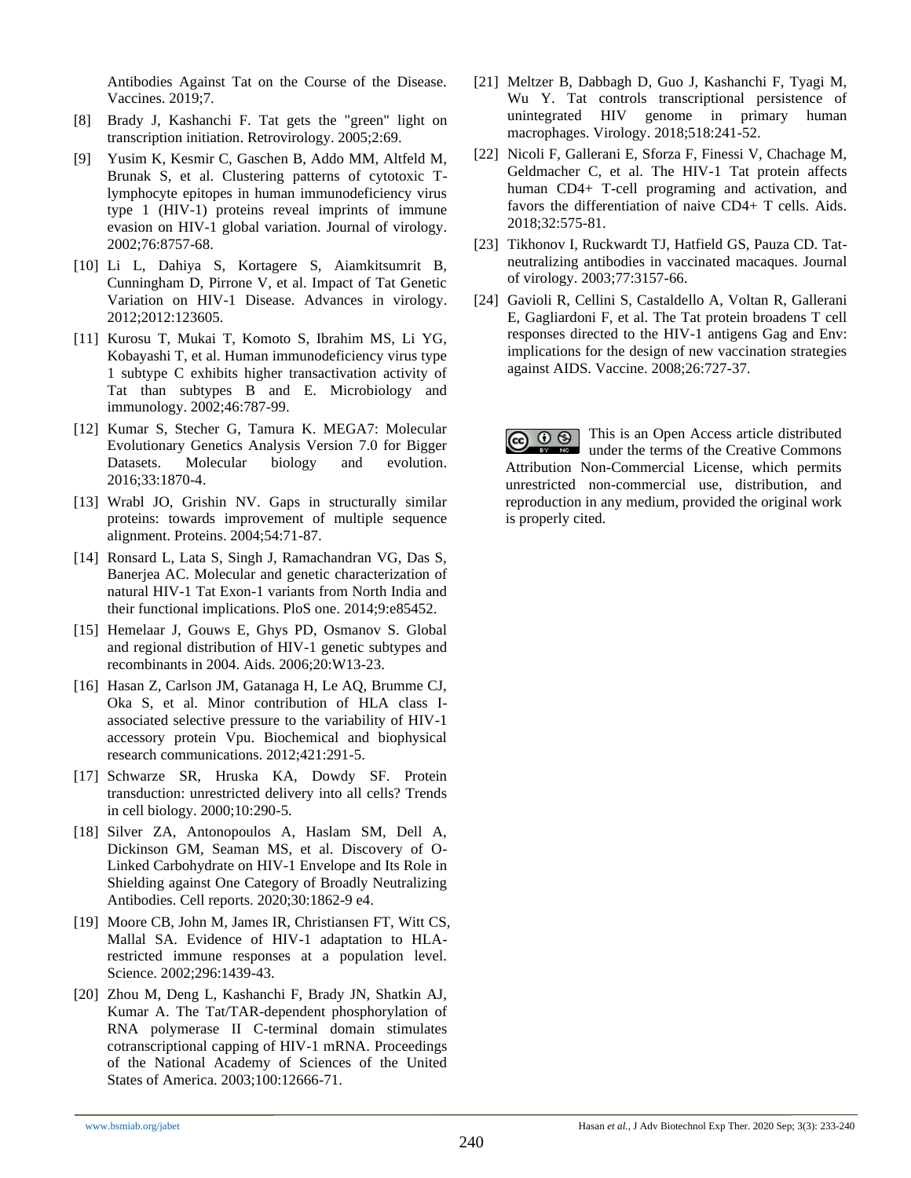Antibodies Against Tat on the Course of the Disease. Vaccines. 2019;7.

[8] Brady J, Kashanchi F. Tat gets the "green" light on transcription initiation. Retrovirology. 2005;2:69.

[9] Yusim K, Kesmir C, Gaschen B, Addo MM, Altfeld M, Brunak S, et al. Clustering patterns of cytotoxic T-lymphocyte epitopes in human immunodeficiency virus type 1 (HIV-1) proteins reveal imprints of immune evasion on HIV-1 global variation. Journal of virology. 2002;76:8757-68.

[10] Li L, Dahiya S, Kortagere S, Aiamkitsumrit B, Cunningham D, Pirrone V, et al. Impact of Tat Genetic Variation on HIV-1 Disease. Advances in virology. 2012;2012:123605.

[11] Kurosu T, Mukai T, Komoto S, Ibrahim MS, Li YG, Kobayashi T, et al. Human immunodeficiency virus type 1 subtype C exhibits higher transactivation activity of Tat than subtypes B and E. Microbiology and immunology. 2002;46:787-99.

[12] Kumar S, Stecher G, Tamura K. MEGA7: Molecular Evolutionary Genetics Analysis Version 7.0 for Bigger Datasets. Molecular biology and evolution. 2016;33:1870-4.

[13] Wrabl JO, Grishin NV. Gaps in structurally similar proteins: towards improvement of multiple sequence alignment. Proteins. 2004;54:71-87.

[14] Ronsard L, Lata S, Singh J, Ramachandran VG, Das S, Banerjea AC. Molecular and genetic characterization of natural HIV-1 Tat Exon-1 variants from North India and their functional implications. PloS one. 2014;9:e85452.

[15] Hemelaar J, Gouws E, Ghys PD, Osmanov S. Global and regional distribution of HIV-1 genetic subtypes and recombinants in 2004. Aids. 2006;20:W13-23.

[16] Hasan Z, Carlson JM, Gatanaga H, Le AQ, Brumme CJ, Oka S, et al. Minor contribution of HLA class I-associated selective pressure to the variability of HIV-1 accessory protein Vpu. Biochemical and biophysical research communications. 2012;421:291-5.

[17] Schwarze SR, Hruska KA, Dowdy SF. Protein transduction: unrestricted delivery into all cells? Trends in cell biology. 2000;10:290-5.

[18] Silver ZA, Antonopoulos A, Haslam SM, Dell A, Dickinson GM, Seaman MS, et al. Discovery of O-Linked Carbohydrate on HIV-1 Envelope and Its Role in Shielding against One Category of Broadly Neutralizing Antibodies. Cell reports. 2020;30:1862-9 e4.

[19] Moore CB, John M, James IR, Christiansen FT, Witt CS, Mallal SA. Evidence of HIV-1 adaptation to HLA-restricted immune responses at a population level. Science. 2002;296:1439-43.

[20] Zhou M, Deng L, Kashanchi F, Brady JN, Shatkin AJ, Kumar A. The Tat/TAR-dependent phosphorylation of RNA polymerase II C-terminal domain stimulates cotranscriptional capping of HIV-1 mRNA. Proceedings of the National Academy of Sciences of the United States of America. 2003;100:12666-71.

[21] Meltzer B, Dabbagh D, Guo J, Kashanchi F, Tyagi M, Wu Y. Tat controls transcriptional persistence of unintegrated HIV genome in primary human macrophages. Virology. 2018;518:241-52.

[22] Nicoli F, Gallerani E, Sforza F, Finessi V, Chachage M, Geldmacher C, et al. The HIV-1 Tat protein affects human CD4+ T-cell programing and activation, and favors the differentiation of naive CD4+ T cells. Aids. 2018;32:575-81.

[23] Tikhonov I, Ruckwardt TJ, Hatfield GS, Pauza CD. Tat-neutralizing antibodies in vaccinated macaques. Journal of virology. 2003;77:3157-66.

[24] Gavioli R, Cellini S, Castaldello A, Voltan R, Gallerani E, Gagliardoni F, et al. The Tat protein broadens T cell responses directed to the HIV-1 antigens Gag and Env: implications for the design of new vaccination strategies against AIDS. Vaccine. 2008;26:727-37.

This is an Open Access article distributed under the terms of the Creative Commons Attribution Non-Commercial License, which permits unrestricted non-commercial use, distribution, and reproduction in any medium, provided the original work is properly cited.